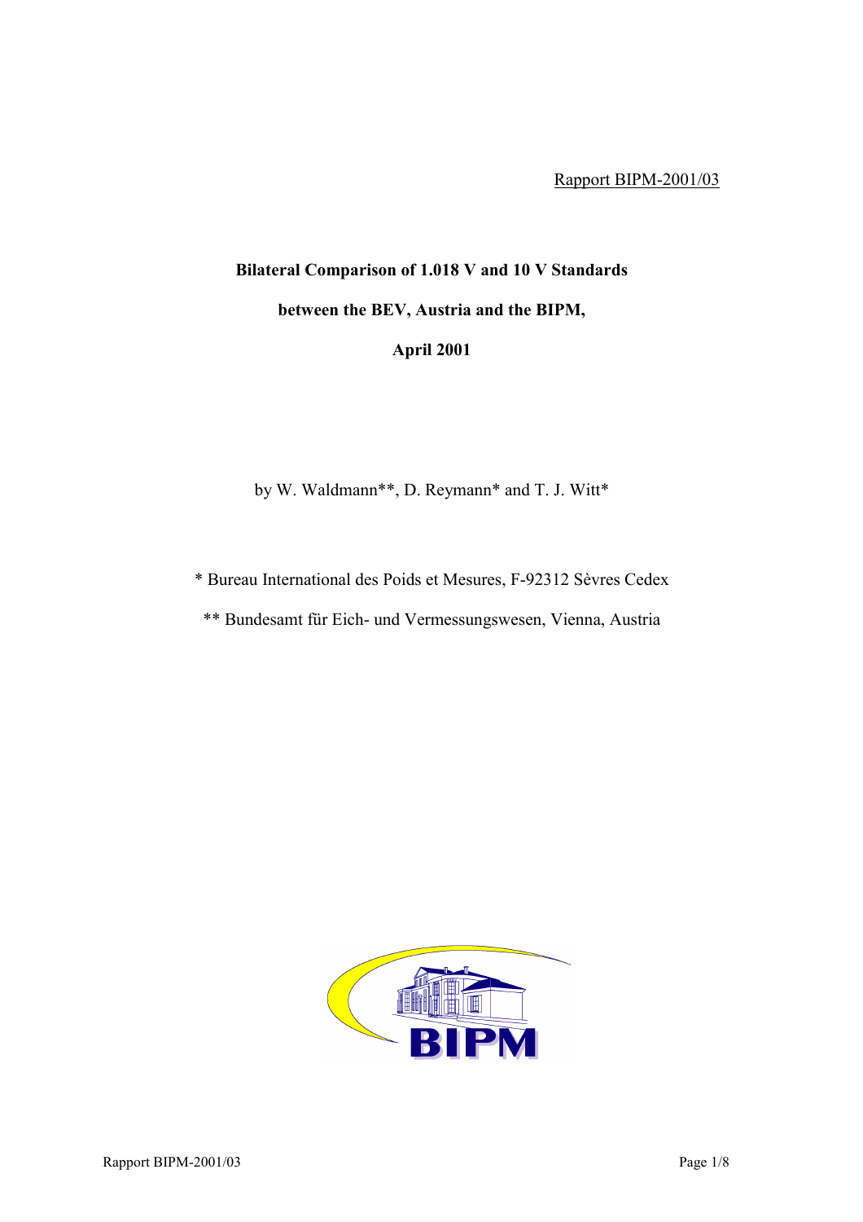Rapport BIPM-2001/03

# Bilateral Comparison of 1.018 V and 10 V Standards

# between the BEV, Austria and the BIPM,

# April 2001

by W. Waldmann**, D. Reymann* and T. J. Witt*

\* Bureau International des Poids et Mesures, F-92312 Sèvres Cedex

\*\* Bundesamt für Eich- und Vermessungswesen, Vienna, Austria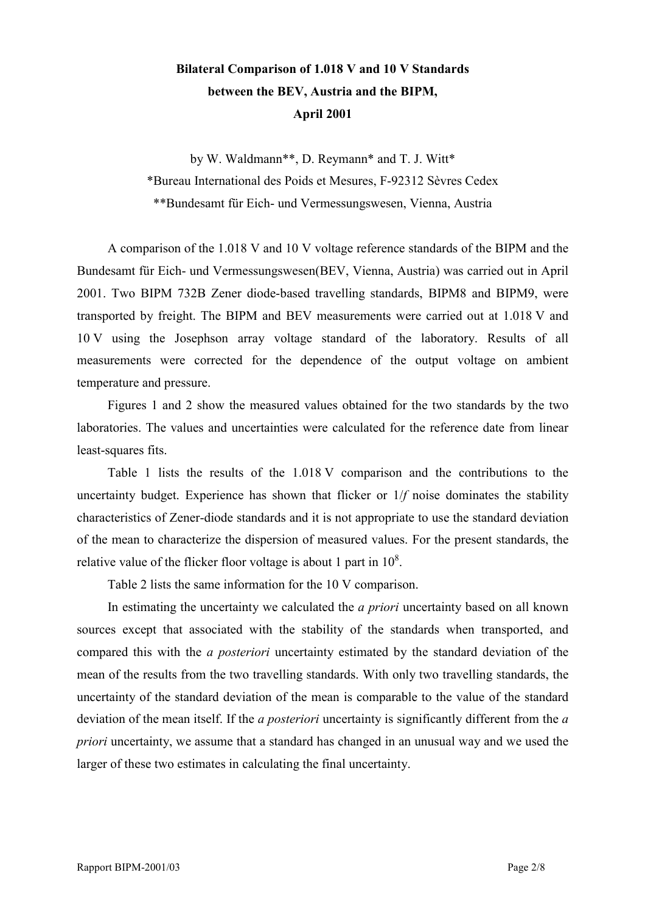# Bilateral Comparison of 1.018 V and 10 V Standards between the BEV, Austria and the BIPM, April 2001

by W. Waldmann**, D. Reymann* and T. J. Witt*

*Bureau International des Poids et Mesures, F-92312 Sèvres Cedex

**Bundesamt für Eich- und Vermessungswesen, Vienna, Austria

A comparison of the 1.018 V and 10 V voltage reference standards of the BIPM and the Bundesamt für Eich- und Vermessungswesen(BEV, Vienna, Austria) was carried out in April 2001. Two BIPM 732B Zener diode-based travelling standards, BIPM8 and BIPM9, were transported by freight. The BIPM and BEV measurements were carried out at 1.018 V and 10 V using the Josephson array voltage standard of the laboratory. Results of all measurements were corrected for the dependence of the output voltage on ambient temperature and pressure.

Figures 1 and 2 show the measured values obtained for the two standards by the two laboratories. The values and uncertainties were calculated for the reference date from linear least-squares fits.

Table 1 lists the results of the 1.018 V comparison and the contributions to the uncertainty budget. Experience has shown that flicker or 1/*f* noise dominates the stability characteristics of Zener-diode standards and it is not appropriate to use the standard deviation of the mean to characterize the dispersion of measured values. For the present standards, the relative value of the flicker floor voltage is about 1 part in $10^8$.

Table 2 lists the same information for the 10 V comparison.

In estimating the uncertainty we calculated the *a priori* uncertainty based on all known sources except that associated with the stability of the standards when transported, and compared this with the *a posteriori* uncertainty estimated by the standard deviation of the mean of the results from the two travelling standards. With only two travelling standards, the uncertainty of the standard deviation of the mean is comparable to the value of the standard deviation of the mean itself. If the *a posteriori* uncertainty is significantly different from the *a priori* uncertainty, we assume that a standard has changed in an unusual way and we used the larger of these two estimates in calculating the final uncertainty.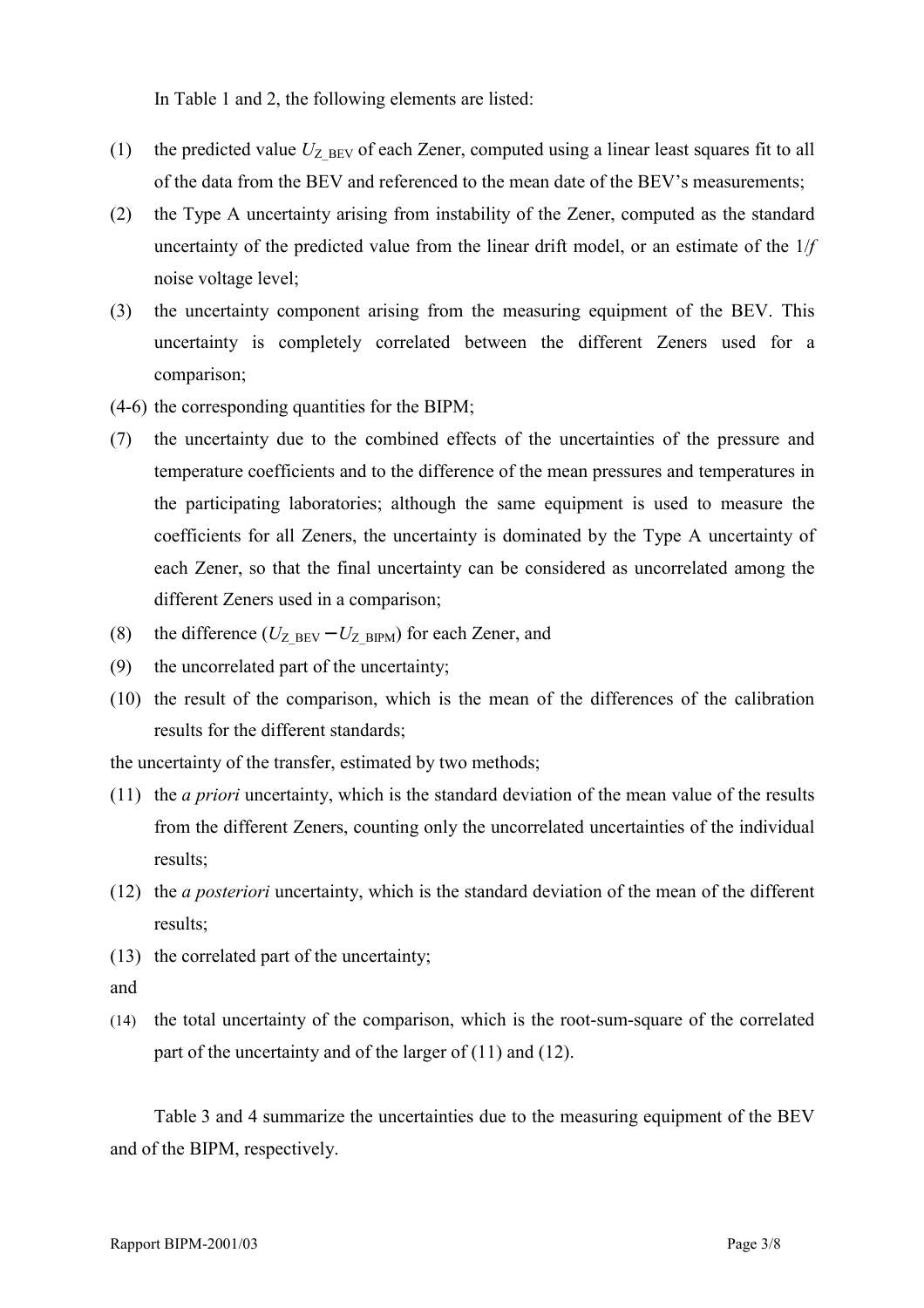In Table 1 and 2, the following elements are listed:

(1) the predicted value $U_{Z\_BEV}$ of each Zener, computed using a linear least squares fit to all of the data from the BEV and referenced to the mean date of the BEV's measurements;

(2) the Type A uncertainty arising from instability of the Zener, computed as the standard uncertainty of the predicted value from the linear drift model, or an estimate of the $1/f$ noise voltage level;

(3) the uncertainty component arising from the measuring equipment of the BEV. This uncertainty is completely correlated between the different Zeners used for a comparison;

(4-6) the corresponding quantities for the BIPM;

(7) the uncertainty due to the combined effects of the uncertainties of the pressure and temperature coefficients and to the difference of the mean pressures and temperatures in the participating laboratories; although the same equipment is used to measure the coefficients for all Zeners, the uncertainty is dominated by the Type A uncertainty of each Zener, so that the final uncertainty can be considered as uncorrelated among the different Zeners used in a comparison;

(8) the difference $(U_{Z\_BEV} - U_{Z\_BIPM})$ for each Zener, and

(9) the uncorrelated part of the uncertainty;

(10) the result of the comparison, which is the mean of the differences of the calibration results for the different standards;

the uncertainty of the transfer, estimated by two methods;

(11) the *a priori* uncertainty, which is the standard deviation of the mean value of the results from the different Zeners, counting only the uncorrelated uncertainties of the individual results;

(12) the *a posteriori* uncertainty, which is the standard deviation of the mean of the different results;

(13) the correlated part of the uncertainty;

and

(14) the total uncertainty of the comparison, which is the root-sum-square of the correlated part of the uncertainty and of the larger of (11) and (12).

Table 3 and 4 summarize the uncertainties due to the measuring equipment of the BEV and of the BIPM, respectively.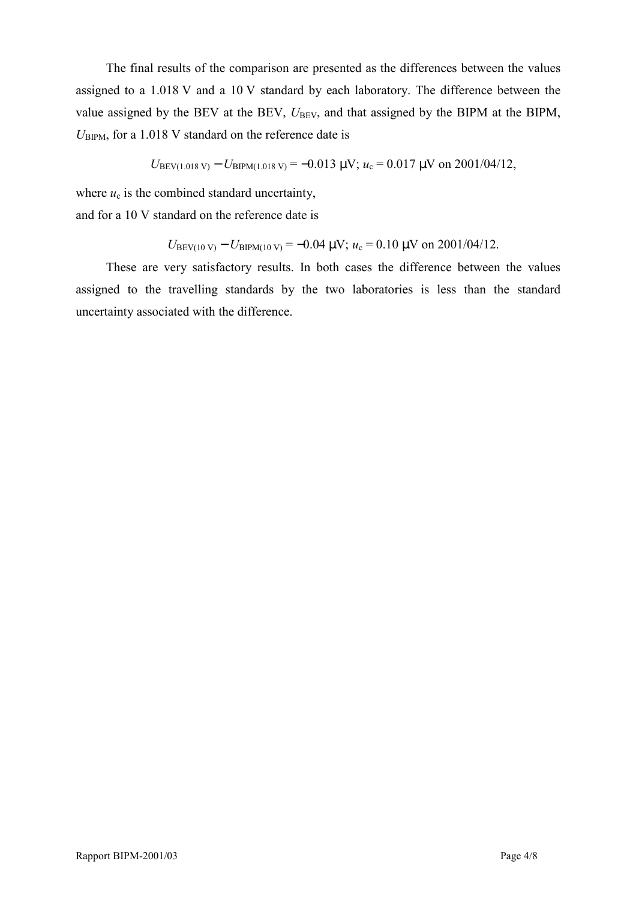The final results of the comparison are presented as the differences between the values assigned to a 1.018 V and a 10 V standard by each laboratory. The difference between the value assigned by the BEV at the BEV, $U_{\mathrm{BEV}}$, and that assigned by the BIPM at the BIPM, $U_{\mathrm{BIPM}}$, for a 1.018 V standard on the reference date is

$$U_{\mathrm{BEV}(1.018\ \mathrm{V})} - U_{\mathrm{BIPM}(1.018\ \mathrm{V})} = -0.013\ \mu\mathrm{V};\ u_{\mathrm{c}} = 0.017\ \mu\mathrm{V}\ \text{on 2001/04/12},$$

where $u_{\mathrm{c}}$ is the combined standard uncertainty,
and for a 10 V standard on the reference date is

$$U_{\mathrm{BEV}(10\ \mathrm{V})} - U_{\mathrm{BIPM}(10\ \mathrm{V})} = -0.04\ \mu\mathrm{V};\ u_{\mathrm{c}} = 0.10\ \mu\mathrm{V}\ \text{on 2001/04/12}.$$

These are very satisfactory results. In both cases the difference between the values assigned to the travelling standards by the two laboratories is less than the standard uncertainty associated with the difference.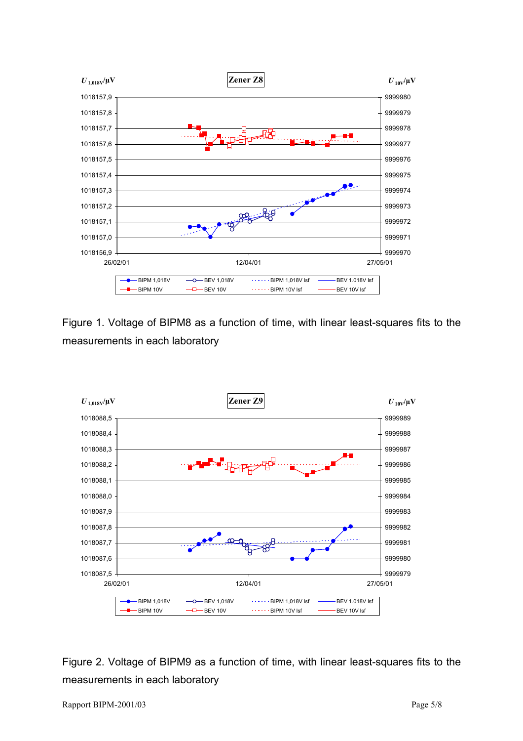Figure 1. Voltage of BIPM8 as a function of time, with linear least-squares fits to the measurements in each laboratory

Figure 2. Voltage of BIPM9 as a function of time, with linear least-squares fits to the measurements in each laboratory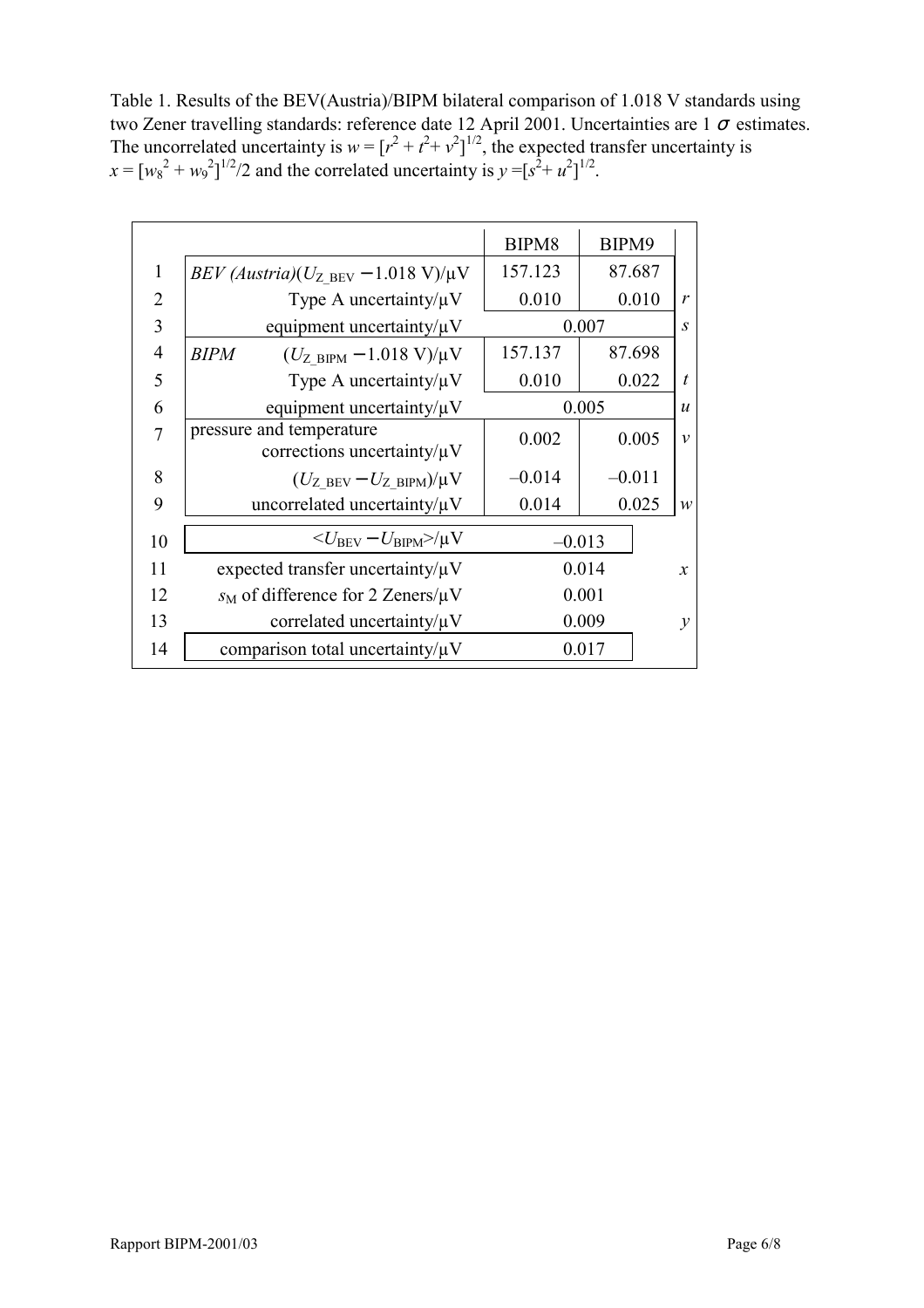Table 1. Results of the BEV(Austria)/BIPM bilateral comparison of 1.018 V standards using two Zener travelling standards: reference date 12 April 2001. Uncertainties are 1 $\sigma$ estimates. The uncorrelated uncertainty is $w = [r^2 + t^2 + v^2]^{1/2}$, the expected transfer uncertainty is $x = [w_8^{\,2} + w_9^{\,2}]^{1/2}/2$ and the correlated uncertainty is $y = [s^2 + u^2]^{1/2}$.

| | | BIPM8 | BIPM9 | |
|---|---|---|---|---|
| 1 | *BEV (Austria)*$(U_{\mathrm{Z\_BEV}} - 1.018\ \mathrm{V})/\mu\mathrm{V}$ | 157.123 | 87.687 | |
| 2 | Type A uncertainty/μV | 0.010 | 0.010 | $r$ |
| 3 | equipment uncertainty/μV | 0.007 | | $s$ |
| 4 | *BIPM* $(U_{\mathrm{Z\_BIPM}} - 1.018\ \mathrm{V})/\mu\mathrm{V}$ | 157.137 | 87.698 | |
| 5 | Type A uncertainty/μV | 0.010 | 0.022 | $t$ |
| 6 | equipment uncertainty/μV | 0.005 | | $u$ |
| 7 | pressure and temperature corrections uncertainty/μV | 0.002 | 0.005 | $v$ |
| 8 | $(U_{\mathrm{Z\_BEV}} - U_{\mathrm{Z\_BIPM}})/\mu\mathrm{V}$ | –0.014 | –0.011 | |
| 9 | uncorrelated uncertainty/μV | 0.014 | 0.025 | $w$ |
| 10 | $<U_{\mathrm{BEV}} - U_{\mathrm{BIPM}}>/\mu\mathrm{V}$ | –0.013 | | |
| 11 | expected transfer uncertainty/μV | 0.014 | | $x$ |
| 12 | $s_{\mathrm{M}}$ of difference for 2 Zeners/μV | 0.001 | | |
| 13 | correlated uncertainty/μV | 0.009 | | $y$ |
| 14 | comparison total uncertainty/μV | 0.017 | | |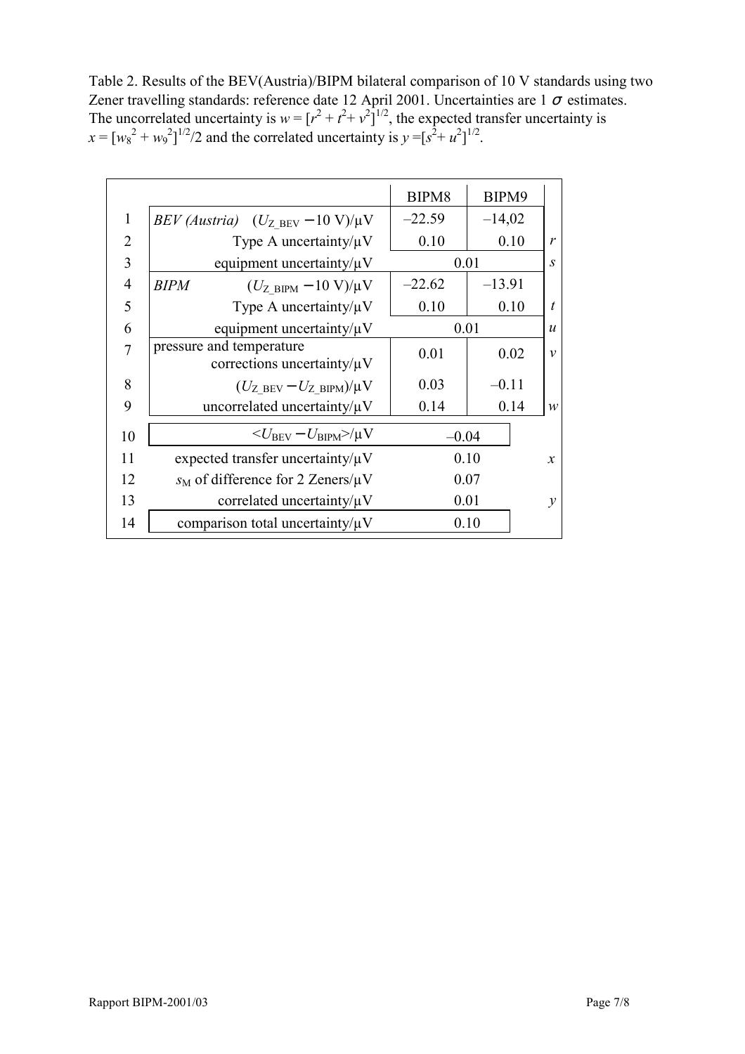Table 2. Results of the BEV(Austria)/BIPM bilateral comparison of 10 V standards using two Zener travelling standards: reference date 12 April 2001. Uncertainties are 1 $\sigma$ estimates. The uncorrelated uncertainty is $w = [r^2 + t^2 + v^2]^{1/2}$, the expected transfer uncertainty is $x = [w_8^2 + w_9^2]^{1/2}/2$ and the correlated uncertainty is $y = [s^2 + u^2]^{1/2}$.

| | | BIPM8 | BIPM9 | |
|---|---|---|---|---|
| 1 | *BEV (Austria)* $(U_{Z\_BEV} - 10\text{ V})/\mu\text{V}$ | –22.59 | –14,02 | |
| 2 | Type A uncertainty/μV | 0.10 | 0.10 | $r$ |
| 3 | equipment uncertainty/μV | 0.01 | | $s$ |
| 4 | *BIPM* $(U_{Z\_BIPM} - 10\text{ V})/\mu\text{V}$ | –22.62 | –13.91 | |
| 5 | Type A uncertainty/μV | 0.10 | 0.10 | $t$ |
| 6 | equipment uncertainty/μV | 0.01 | | $u$ |
| 7 | pressure and temperature corrections uncertainty/μV | 0.01 | 0.02 | $v$ |
| 8 | $(U_{Z\_BEV} - U_{Z\_BIPM})/\mu\text{V}$ | 0.03 | –0.11 | |
| 9 | uncorrelated uncertainty/μV | 0.14 | 0.14 | $w$ |
| 10 | $<U_{BEV} - U_{BIPM}>/\mu\text{V}$ | –0.04 | | |
| 11 | expected transfer uncertainty/μV | 0.10 | | $x$ |
| 12 | $s_M$ of difference for 2 Zeners/μV | 0.07 | | |
| 13 | correlated uncertainty/μV | 0.01 | | $y$ |
| 14 | comparison total uncertainty/μV | 0.10 | | |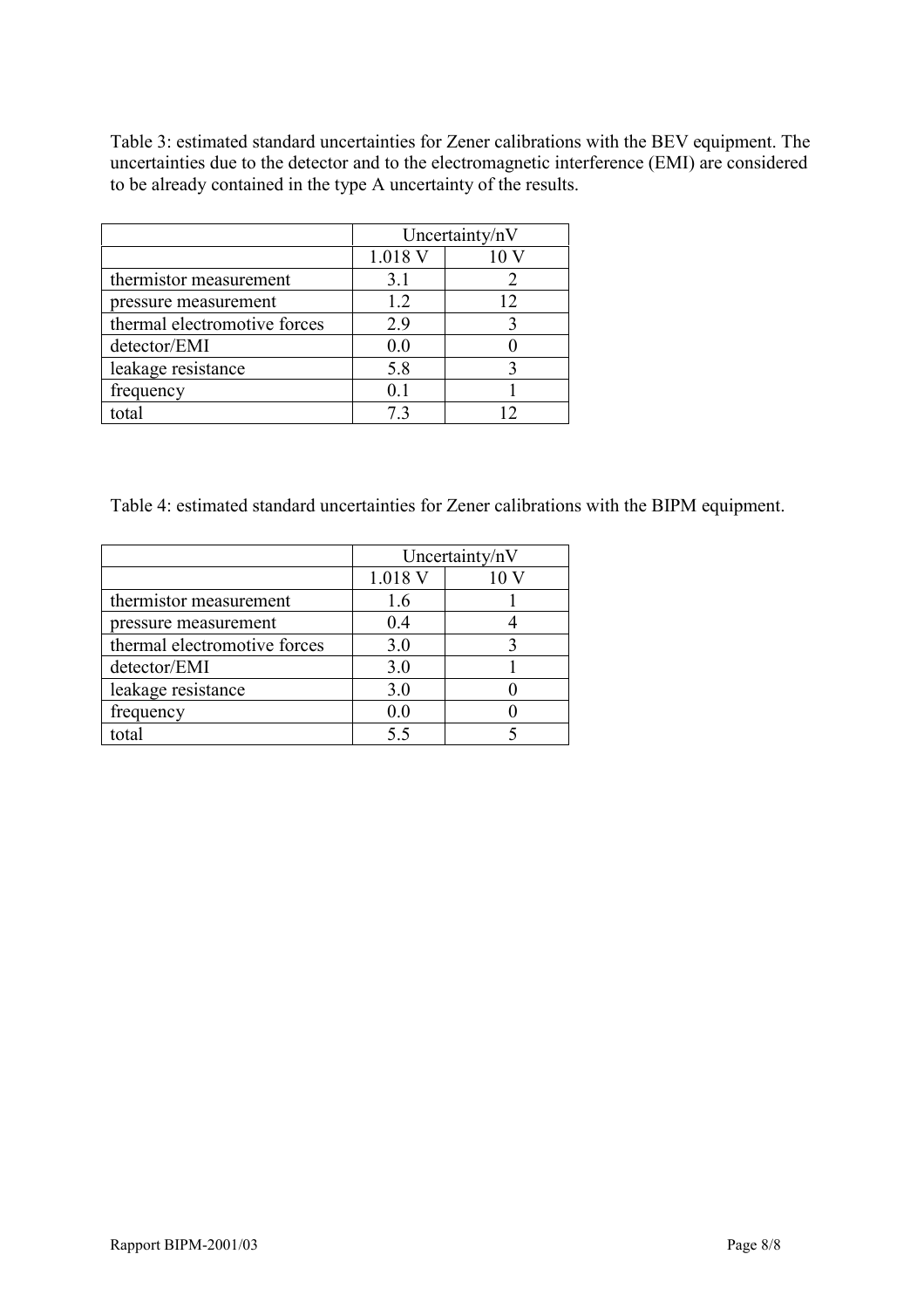Table 3: estimated standard uncertainties for Zener calibrations with the BEV equipment. The uncertainties due to the detector and to the electromagnetic interference (EMI) are considered to be already contained in the type A uncertainty of the results.

| | Uncertainty/nV | |
|---|---|---|
| | 1.018 V | 10 V |
| thermistor measurement | 3.1 | 2 |
| pressure measurement | 1.2 | 12 |
| thermal electromotive forces | 2.9 | 3 |
| detector/EMI | 0.0 | 0 |
| leakage resistance | 5.8 | 3 |
| frequency | 0.1 | 1 |
| total | 7.3 | 12 |

Table 4: estimated standard uncertainties for Zener calibrations with the BIPM equipment.

| | Uncertainty/nV | |
|---|---|---|
| | 1.018 V | 10 V |
| thermistor measurement | 1.6 | 1 |
| pressure measurement | 0.4 | 4 |
| thermal electromotive forces | 3.0 | 3 |
| detector/EMI | 3.0 | 1 |
| leakage resistance | 3.0 | 0 |
| frequency | 0.0 | 0 |
| total | 5.5 | 5 |